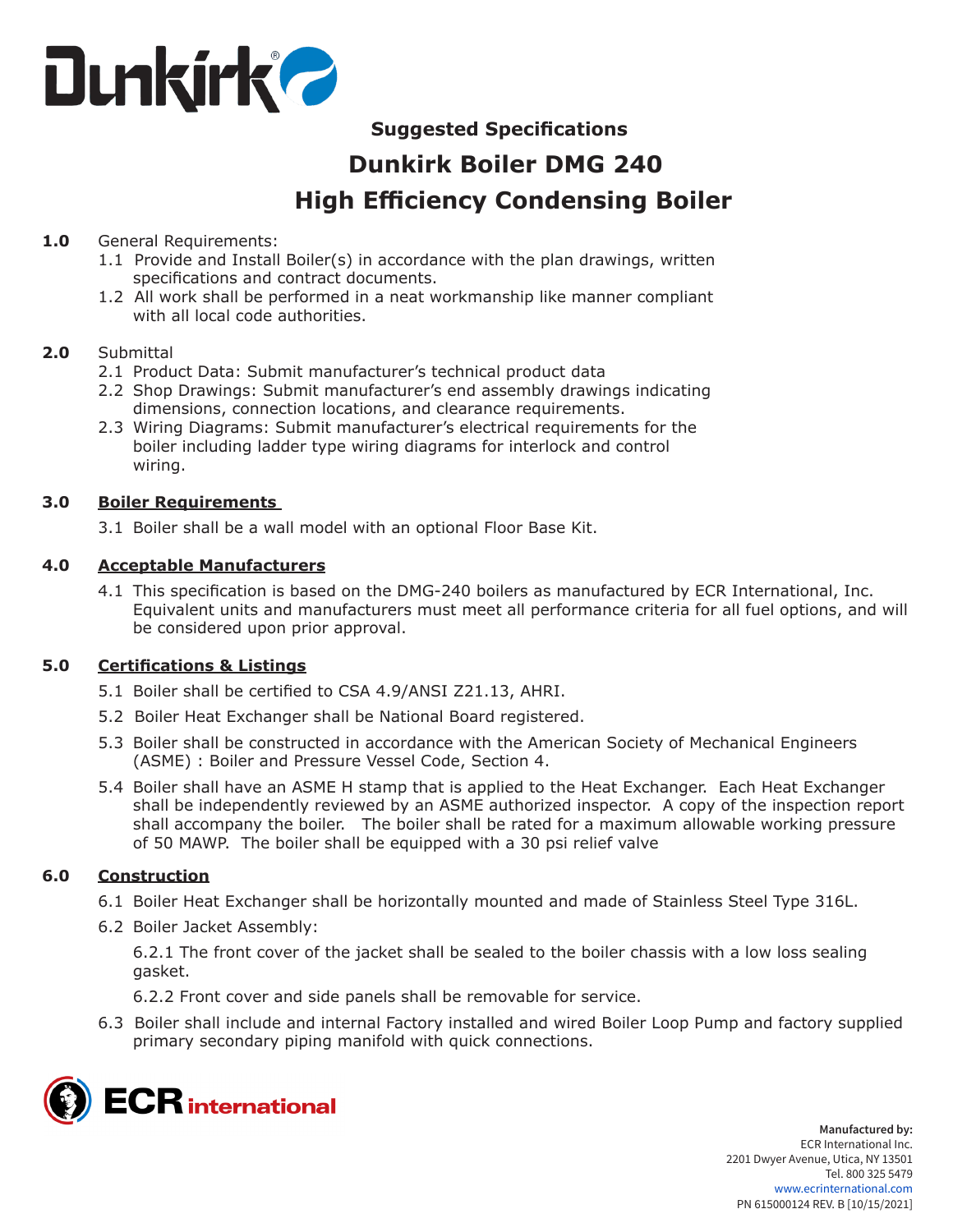Dunkirk®

## Suggested Specifications

# Dunkirk Boiler DMG 240

# High Efficiency Condensing Boiler

**1.0** General Requirements:

1.1 Provide and Install Boiler(s) in accordance with the plan drawings, written specifications and contract documents.

1.2 All work shall be performed in a neat workmanship like manner compliant with all local code authorities.

**2.0** Submittal

2.1 Product Data: Submit manufacturer's technical product data

2.2 Shop Drawings: Submit manufacturer's end assembly drawings indicating dimensions, connection locations, and clearance requirements.

2.3 Wiring Diagrams: Submit manufacturer's electrical requirements for the boiler including ladder type wiring diagrams for interlock and control wiring.

**3.0** **Boiler Requirements**

3.1 Boiler shall be a wall model with an optional Floor Base Kit.

**4.0** **Acceptable Manufacturers**

4.1 This specification is based on the DMG-240 boilers as manufactured by ECR International, Inc. Equivalent units and manufacturers must meet all performance criteria for all fuel options, and will be considered upon prior approval.

**5.0** **Certifications & Listings**

5.1 Boiler shall be certified to CSA 4.9/ANSI Z21.13, AHRI.

5.2 Boiler Heat Exchanger shall be National Board registered.

5.3 Boiler shall be constructed in accordance with the American Society of Mechanical Engineers (ASME) : Boiler and Pressure Vessel Code, Section 4.

5.4 Boiler shall have an ASME H stamp that is applied to the Heat Exchanger. Each Heat Exchanger shall be independently reviewed by an ASME authorized inspector. A copy of the inspection report shall accompany the boiler. The boiler shall be rated for a maximum allowable working pressure of 50 MAWP. The boiler shall be equipped with a 30 psi relief valve

**6.0** **Construction**

6.1 Boiler Heat Exchanger shall be horizontally mounted and made of Stainless Steel Type 316L.

6.2 Boiler Jacket Assembly:

6.2.1 The front cover of the jacket shall be sealed to the boiler chassis with a low loss sealing gasket.

6.2.2 Front cover and side panels shall be removable for service.

6.3 Boiler shall include and internal Factory installed and wired Boiler Loop Pump and factory supplied primary secondary piping manifold with quick connections.

ECR international

**Manufactured by:**
ECR International Inc.
2201 Dwyer Avenue, Utica, NY 13501
Tel. 800 325 5479
www.ecrinternational.com
PN 615000124 REV. B [10/15/2021]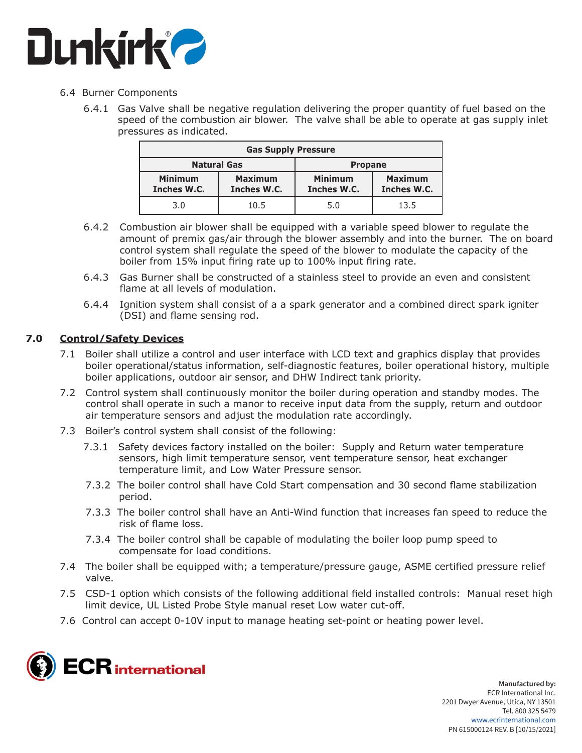6.4 Burner Components

6.4.1 Gas Valve shall be negative regulation delivering the proper quantity of fuel based on the speed of the combustion air blower. The valve shall be able to operate at gas supply inlet pressures as indicated.

| Gas Supply Pressure | | | |
|---|---|---|---|
| Natural Gas | | Propane | |
| Minimum Inches W.C. | Maximum Inches W.C. | Minimum Inches W.C. | Maximum Inches W.C. |
| 3.0 | 10.5 | 5.0 | 13.5 |

6.4.2 Combustion air blower shall be equipped with a variable speed blower to regulate the amount of premix gas/air through the blower assembly and into the burner. The on board control system shall regulate the speed of the blower to modulate the capacity of the boiler from 15% input firing rate up to 100% input firing rate.

6.4.3 Gas Burner shall be constructed of a stainless steel to provide an even and consistent flame at all levels of modulation.

6.4.4 Ignition system shall consist of a a spark generator and a combined direct spark igniter (DSI) and flame sensing rod.

## 7.0 Control/Safety Devices

7.1 Boiler shall utilize a control and user interface with LCD text and graphics display that provides boiler operational/status information, self-diagnostic features, boiler operational history, multiple boiler applications, outdoor air sensor, and DHW Indirect tank priority.

7.2 Control system shall continuously monitor the boiler during operation and standby modes. The control shall operate in such a manor to receive input data from the supply, return and outdoor air temperature sensors and adjust the modulation rate accordingly.

7.3 Boiler's control system shall consist of the following:

7.3.1 Safety devices factory installed on the boiler: Supply and Return water temperature sensors, high limit temperature sensor, vent temperature sensor, heat exchanger temperature limit, and Low Water Pressure sensor.

7.3.2 The boiler control shall have Cold Start compensation and 30 second flame stabilization period.

7.3.3 The boiler control shall have an Anti-Wind function that increases fan speed to reduce the risk of flame loss.

7.3.4 The boiler control shall be capable of modulating the boiler loop pump speed to compensate for load conditions.

7.4 The boiler shall be equipped with; a temperature/pressure gauge, ASME certified pressure relief valve.

7.5 CSD-1 option which consists of the following additional field installed controls: Manual reset high limit device, UL Listed Probe Style manual reset Low water cut-off.

7.6 Control can accept 0-10V input to manage heating set-point or heating power level.

**Manufactured by:**
ECR International Inc.
2201 Dwyer Avenue, Utica, NY 13501
Tel. 800 325 5479
www.ecrinternational.com
PN 615000124 REV. B [10/15/2021]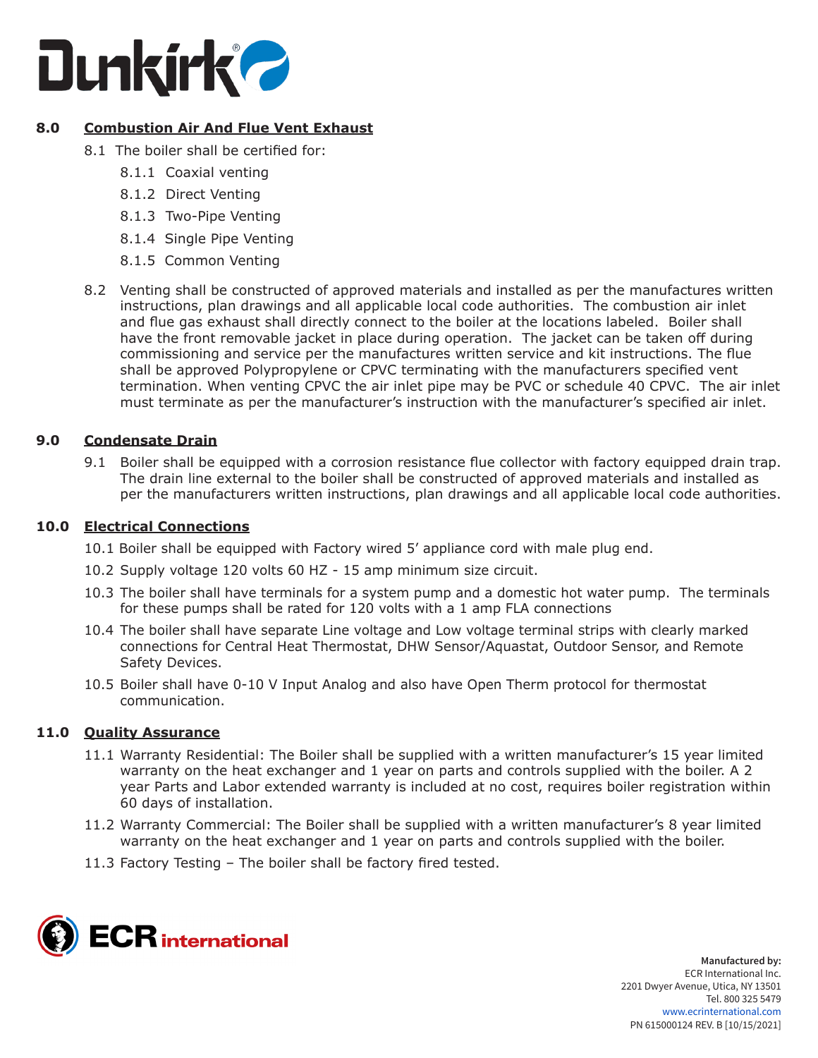## 8.0 Combustion Air And Flue Vent Exhaust

8.1 The boiler shall be certified for:

- 8.1.1 Coaxial venting
- 8.1.2 Direct Venting
- 8.1.3 Two-Pipe Venting
- 8.1.4 Single Pipe Venting
- 8.1.5 Common Venting

8.2 Venting shall be constructed of approved materials and installed as per the manufactures written instructions, plan drawings and all applicable local code authorities. The combustion air inlet and flue gas exhaust shall directly connect to the boiler at the locations labeled. Boiler shall have the front removable jacket in place during operation. The jacket can be taken off during commissioning and service per the manufactures written service and kit instructions. The flue shall be approved Polypropylene or CPVC terminating with the manufacturers specified vent termination. When venting CPVC the air inlet pipe may be PVC or schedule 40 CPVC. The air inlet must terminate as per the manufacturer's instruction with the manufacturer's specified air inlet.

## 9.0 Condensate Drain

9.1 Boiler shall be equipped with a corrosion resistance flue collector with factory equipped drain trap. The drain line external to the boiler shall be constructed of approved materials and installed as per the manufacturers written instructions, plan drawings and all applicable local code authorities.

## 10.0 Electrical Connections

10.1 Boiler shall be equipped with Factory wired 5' appliance cord with male plug end.

10.2 Supply voltage 120 volts 60 HZ - 15 amp minimum size circuit.

10.3 The boiler shall have terminals for a system pump and a domestic hot water pump. The terminals for these pumps shall be rated for 120 volts with a 1 amp FLA connections

10.4 The boiler shall have separate Line voltage and Low voltage terminal strips with clearly marked connections for Central Heat Thermostat, DHW Sensor/Aquastat, Outdoor Sensor, and Remote Safety Devices.

10.5 Boiler shall have 0-10 V Input Analog and also have Open Therm protocol for thermostat communication.

## 11.0 Quality Assurance

11.1 Warranty Residential: The Boiler shall be supplied with a written manufacturer's 15 year limited warranty on the heat exchanger and 1 year on parts and controls supplied with the boiler. A 2 year Parts and Labor extended warranty is included at no cost, requires boiler registration within 60 days of installation.

11.2 Warranty Commercial: The Boiler shall be supplied with a written manufacturer's 8 year limited warranty on the heat exchanger and 1 year on parts and controls supplied with the boiler.

11.3 Factory Testing – The boiler shall be factory fired tested.

**Manufactured by:**
ECR International Inc.
2201 Dwyer Avenue, Utica, NY 13501
Tel. 800 325 5479
www.ecrinternational.com
PN 615000124 REV. B [10/15/2021]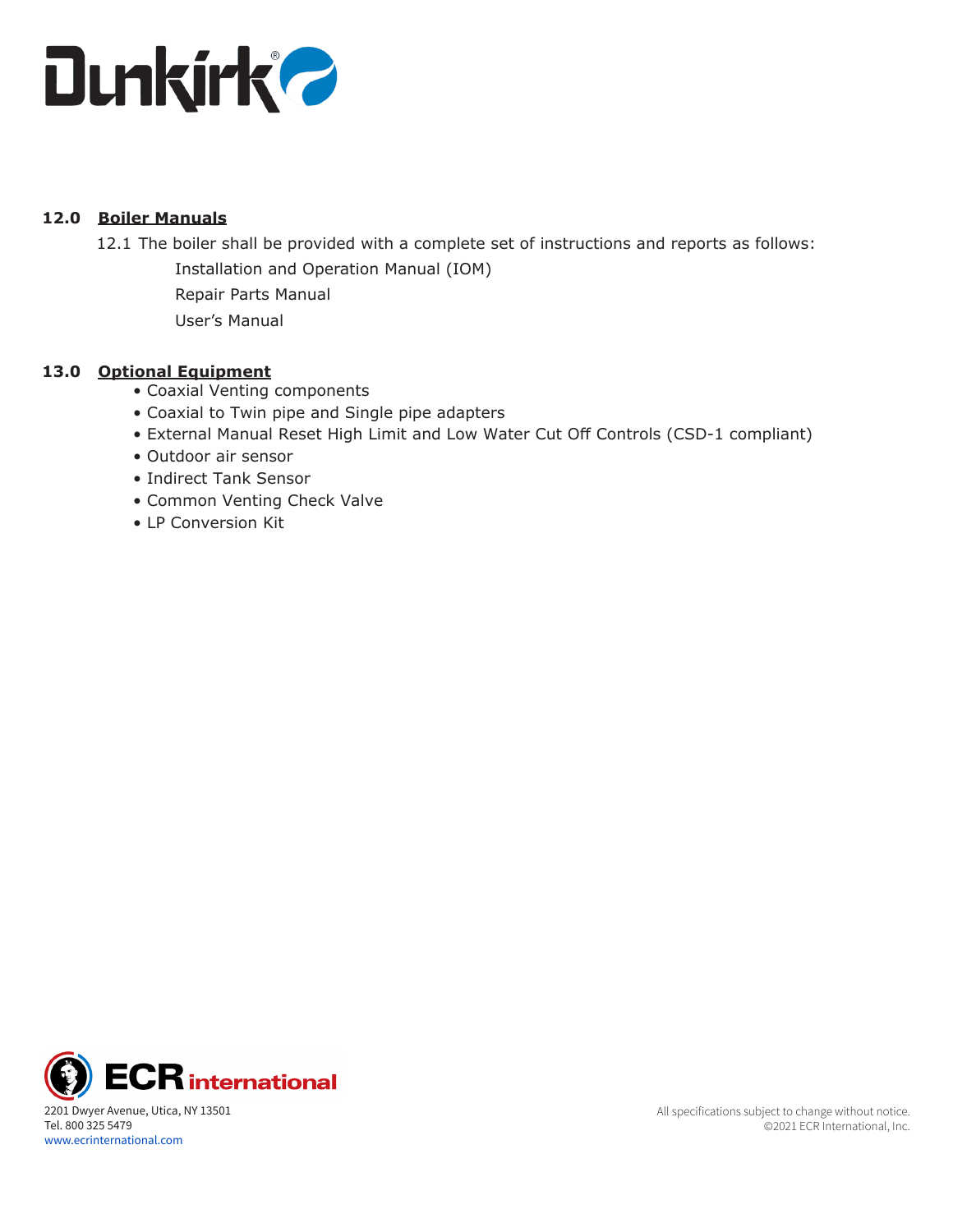## 12.0 Boiler Manuals

12.1 The boiler shall be provided with a complete set of instructions and reports as follows:

Installation and Operation Manual (IOM)

Repair Parts Manual

User's Manual

## 13.0 Optional Equipment

- Coaxial Venting components
- Coaxial to Twin pipe and Single pipe adapters
- External Manual Reset High Limit and Low Water Cut Off Controls (CSD-1 compliant)
- Outdoor air sensor
- Indirect Tank Sensor
- Common Venting Check Valve
- LP Conversion Kit

2201 Dwyer Avenue, Utica, NY 13501
Tel. 800 325 5479
www.ecrinternational.com

All specifications subject to change without notice.
©2021 ECR International, Inc.